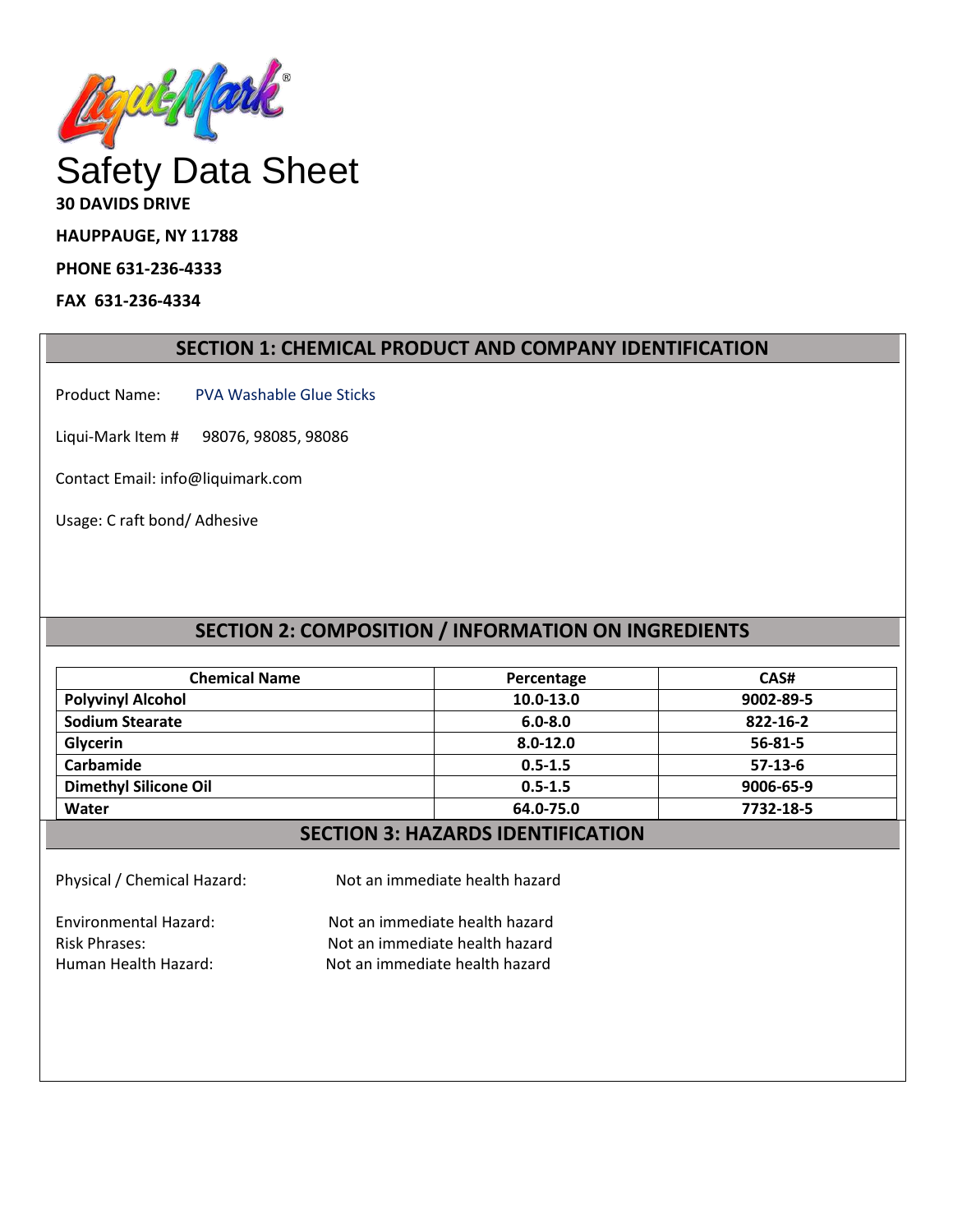# Safety Data Sheet

**30 DAVIDS DRIVE**

**HAUPPAUGE, NY 11788**

**PHONE 631-236-4333**

**FAX 631-236-4334**

## SECTION 1: CHEMICAL PRODUCT AND COMPANY IDENTIFICATION

Product Name: PVA Washable Glue Sticks

Liqui-Mark Item # 98076, 98085, 98086

Contact Email: info@liquimark.com

Usage: C raft bond/ Adhesive

## SECTION 2: COMPOSITION / INFORMATION ON INGREDIENTS

| Chemical Name | Percentage | CAS# |
|---|---|---|
| **Polyvinyl Alcohol** | **10.0-13.0** | **9002-89-5** |
| **Sodium Stearate** | **6.0-8.0** | **822-16-2** |
| **Glycerin** | **8.0-12.0** | **56-81-5** |
| **Carbamide** | **0.5-1.5** | **57-13-6** |
| **Dimethyl Silicone Oil** | **0.5-1.5** | **9006-65-9** |
| **Water** | **64.0-75.0** | **7732-18-5** |

## SECTION 3: HAZARDS IDENTIFICATION

Physical / Chemical Hazard: Not an immediate health hazard

Environmental Hazard: Not an immediate health hazard
Risk Phrases: Not an immediate health hazard
Human Health Hazard: Not an immediate health hazard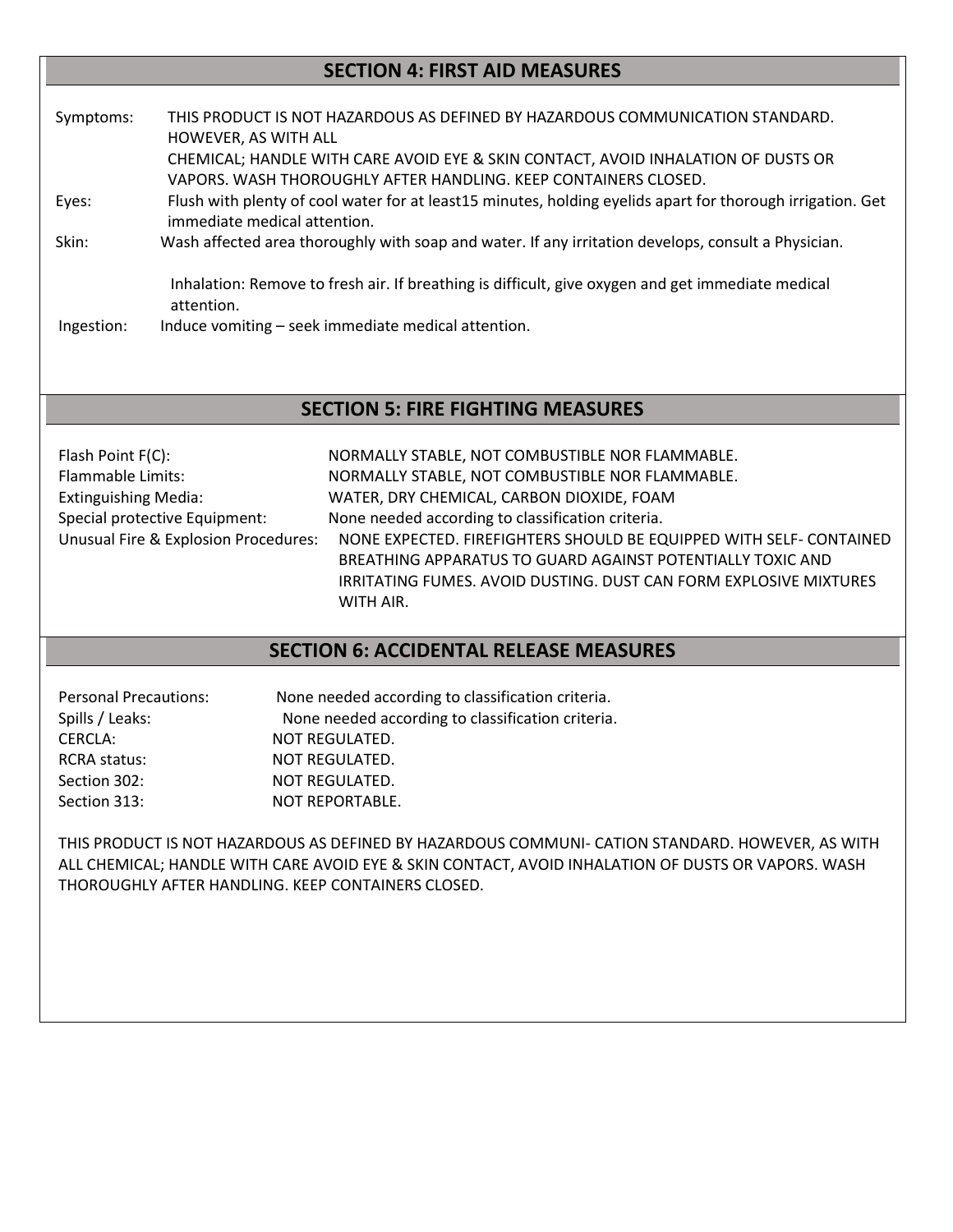## SECTION 4: FIRST AID MEASURES

Symptoms: THIS PRODUCT IS NOT HAZARDOUS AS DEFINED BY HAZARDOUS COMMUNICATION STANDARD. HOWEVER, AS WITH ALL CHEMICAL; HANDLE WITH CARE AVOID EYE & SKIN CONTACT, AVOID INHALATION OF DUSTS OR VAPORS. WASH THOROUGHLY AFTER HANDLING. KEEP CONTAINERS CLOSED.

Eyes: Flush with plenty of cool water for at least15 minutes, holding eyelids apart for thorough irrigation. Get immediate medical attention.

Skin: Wash affected area thoroughly with soap and water. If any irritation develops, consult a Physician.

Inhalation: Remove to fresh air. If breathing is difficult, give oxygen and get immediate medical attention.

Ingestion: Induce vomiting – seek immediate medical attention.

## SECTION 5: FIRE FIGHTING MEASURES

Flash Point F(C): NORMALLY STABLE, NOT COMBUSTIBLE NOR FLAMMABLE.

Flammable Limits: NORMALLY STABLE, NOT COMBUSTIBLE NOR FLAMMABLE.

Extinguishing Media: WATER, DRY CHEMICAL, CARBON DIOXIDE, FOAM

Special protective Equipment: None needed according to classification criteria.

Unusual Fire & Explosion Procedures: NONE EXPECTED. FIREFIGHTERS SHOULD BE EQUIPPED WITH SELF- CONTAINED BREATHING APPARATUS TO GUARD AGAINST POTENTIALLY TOXIC AND IRRITATING FUMES. AVOID DUSTING. DUST CAN FORM EXPLOSIVE MIXTURES WITH AIR.

## SECTION 6: ACCIDENTAL RELEASE MEASURES

Personal Precautions: None needed according to classification criteria.

Spills / Leaks: None needed according to classification criteria.

CERCLA: NOT REGULATED.

RCRA status: NOT REGULATED.

Section 302: NOT REGULATED.

Section 313: NOT REPORTABLE.

THIS PRODUCT IS NOT HAZARDOUS AS DEFINED BY HAZARDOUS COMMUNI- CATION STANDARD. HOWEVER, AS WITH ALL CHEMICAL; HANDLE WITH CARE AVOID EYE & SKIN CONTACT, AVOID INHALATION OF DUSTS OR VAPORS. WASH THOROUGHLY AFTER HANDLING. KEEP CONTAINERS CLOSED.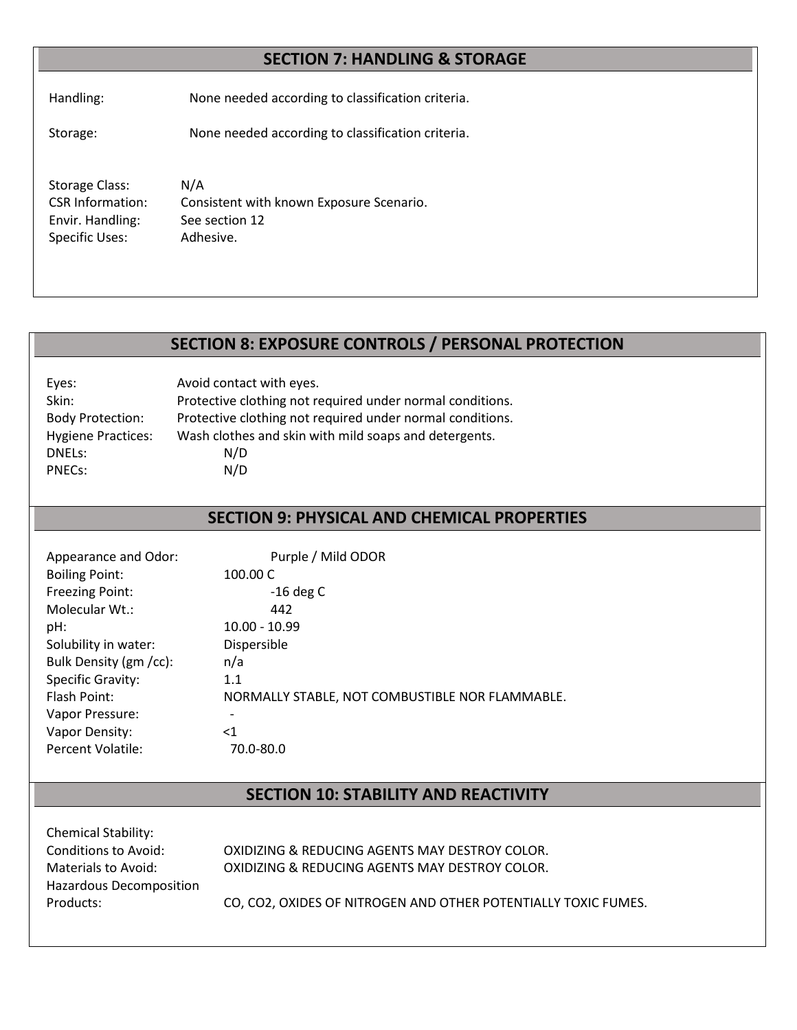## SECTION 7: HANDLING & STORAGE

| | |
|---|---|
| Handling: | None needed according to classification criteria. |
| Storage: | None needed according to classification criteria. |
| Storage Class: | N/A |
| CSR Information: | Consistent with known Exposure Scenario. |
| Envir. Handling: | See section 12 |
| Specific Uses: | Adhesive. |

## SECTION 8: EXPOSURE CONTROLS / PERSONAL PROTECTION

| | |
|---|---|
| Eyes: | Avoid contact with eyes. |
| Skin: | Protective clothing not required under normal conditions. |
| Body Protection: | Protective clothing not required under normal conditions. |
| Hygiene Practices: | Wash clothes and skin with mild soaps and detergents. |
| DNELs: | N/D |
| PNECs: | N/D |

## SECTION 9: PHYSICAL AND CHEMICAL PROPERTIES

| | |
|---|---|
| Appearance and Odor: | Purple / Mild ODOR |
| Boiling Point: | 100.00 C |
| Freezing Point: | -16 deg C |
| Molecular Wt.: | 442 |
| pH: | 10.00 - 10.99 |
| Solubility in water: | Dispersible |
| Bulk Density (gm /cc): | n/a |
| Specific Gravity: | 1.1 |
| Flash Point: | NORMALLY STABLE, NOT COMBUSTIBLE NOR FLAMMABLE. |
| Vapor Pressure: | - |
| Vapor Density: | <1 |
| Percent Volatile: | 70.0-80.0 |

## SECTION 10: STABILITY AND REACTIVITY

| | |
|---|---|
| Chemical Stability: | |
| Conditions to Avoid: | OXIDIZING & REDUCING AGENTS MAY DESTROY COLOR. |
| Materials to Avoid: | OXIDIZING & REDUCING AGENTS MAY DESTROY COLOR. |
| Hazardous Decomposition Products: | CO, $CO_2$, OXIDES OF NITROGEN AND OTHER POTENTIALLY TOXIC FUMES. |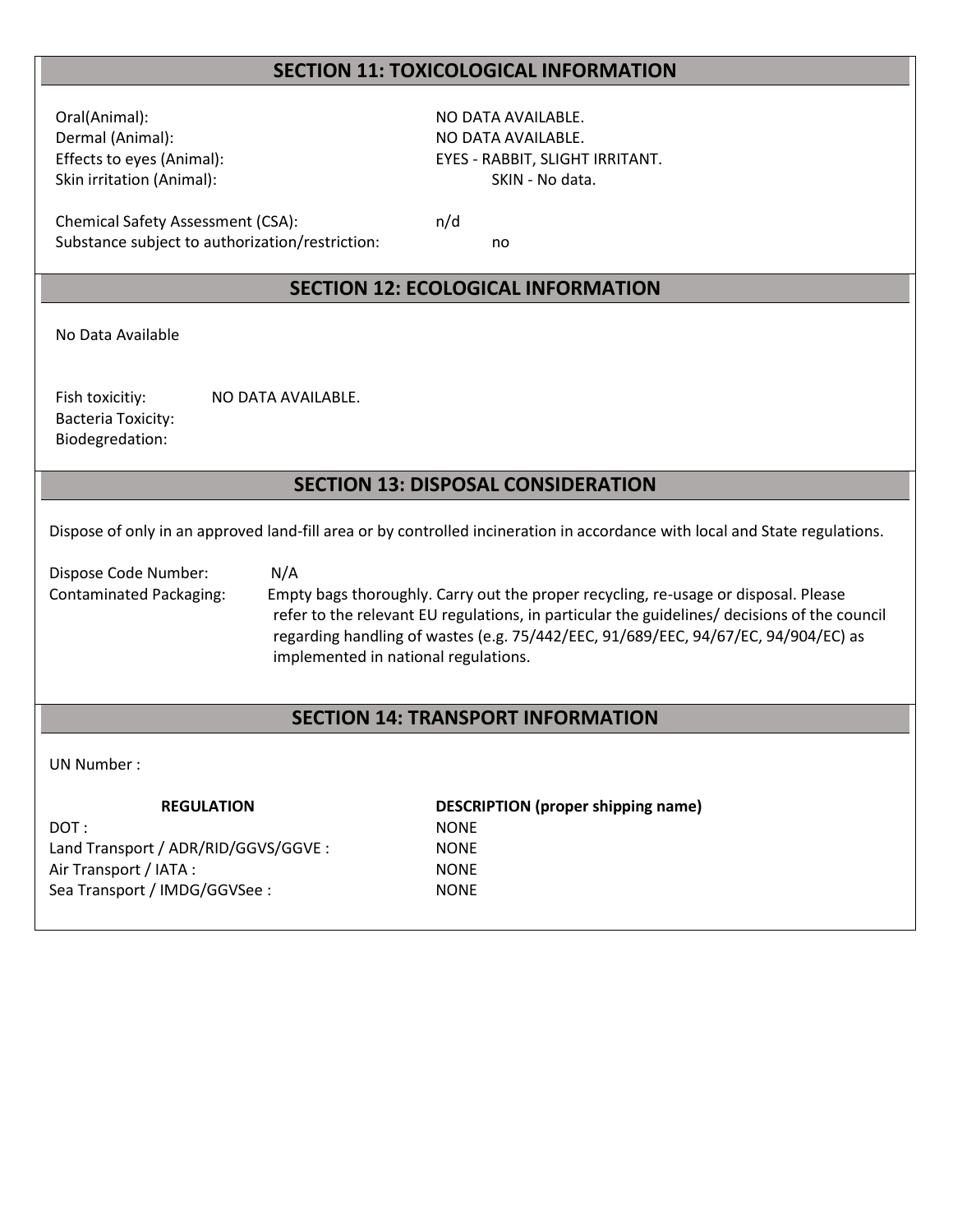## SECTION 11: TOXICOLOGICAL INFORMATION

| | |
|---|---|
| Oral(Animal): | NO DATA AVAILABLE. |
| Dermal (Animal): | NO DATA AVAILABLE. |
| Effects to eyes (Animal): | EYES - RABBIT, SLIGHT IRRITANT. |
| Skin irritation (Animal): | SKIN - No data. |

| | |
|---|---|
| Chemical Safety Assessment (CSA): | n/d |
| Substance subject to authorization/restriction: | no |

## SECTION 12: ECOLOGICAL INFORMATION

No Data Available

Fish toxicitiy: NO DATA AVAILABLE.
Bacteria Toxicity:
Biodegredation:

## SECTION 13: DISPOSAL CONSIDERATION

Dispose of only in an approved land-fill area or by controlled incineration in accordance with local and State regulations.

Dispose Code Number: N/A

Contaminated Packaging: Empty bags thoroughly. Carry out the proper recycling, re-usage or disposal. Please refer to the relevant EU regulations, in particular the guidelines/ decisions of the council regarding handling of wastes (e.g. 75/442/EEC, 91/689/EEC, 94/67/EC, 94/904/EC) as implemented in national regulations.

## SECTION 14: TRANSPORT INFORMATION

UN Number :

| REGULATION | DESCRIPTION (proper shipping name) |
|---|---|
| DOT : | NONE |
| Land Transport / ADR/RID/GGVS/GGVE : | NONE |
| Air Transport / IATA : | NONE |
| Sea Transport / IMDG/GGVSee : | NONE |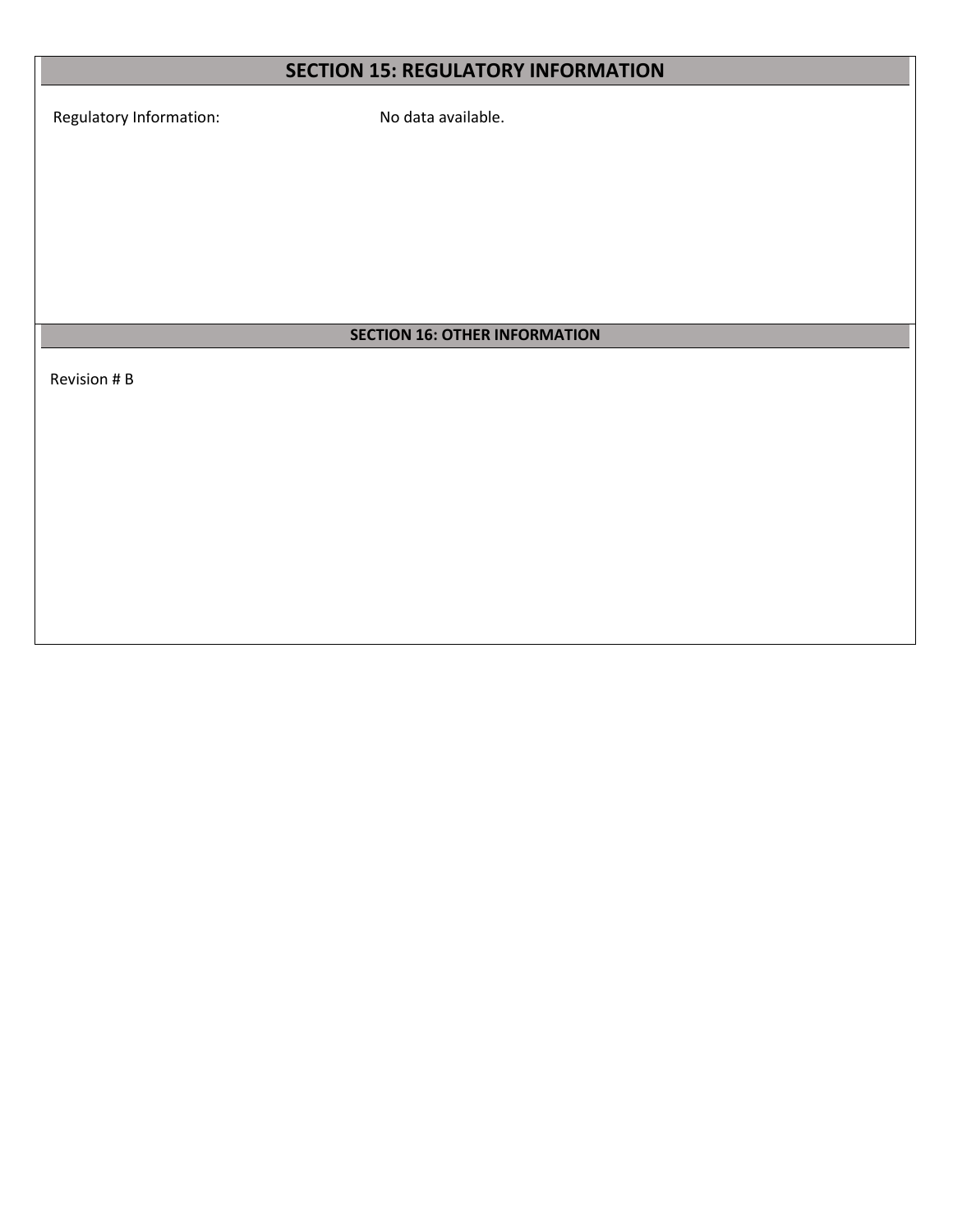## SECTION 15: REGULATORY INFORMATION

| | |
|---|---|
| Regulatory Information: | No data available. |

## SECTION 16: OTHER INFORMATION

Revision # B